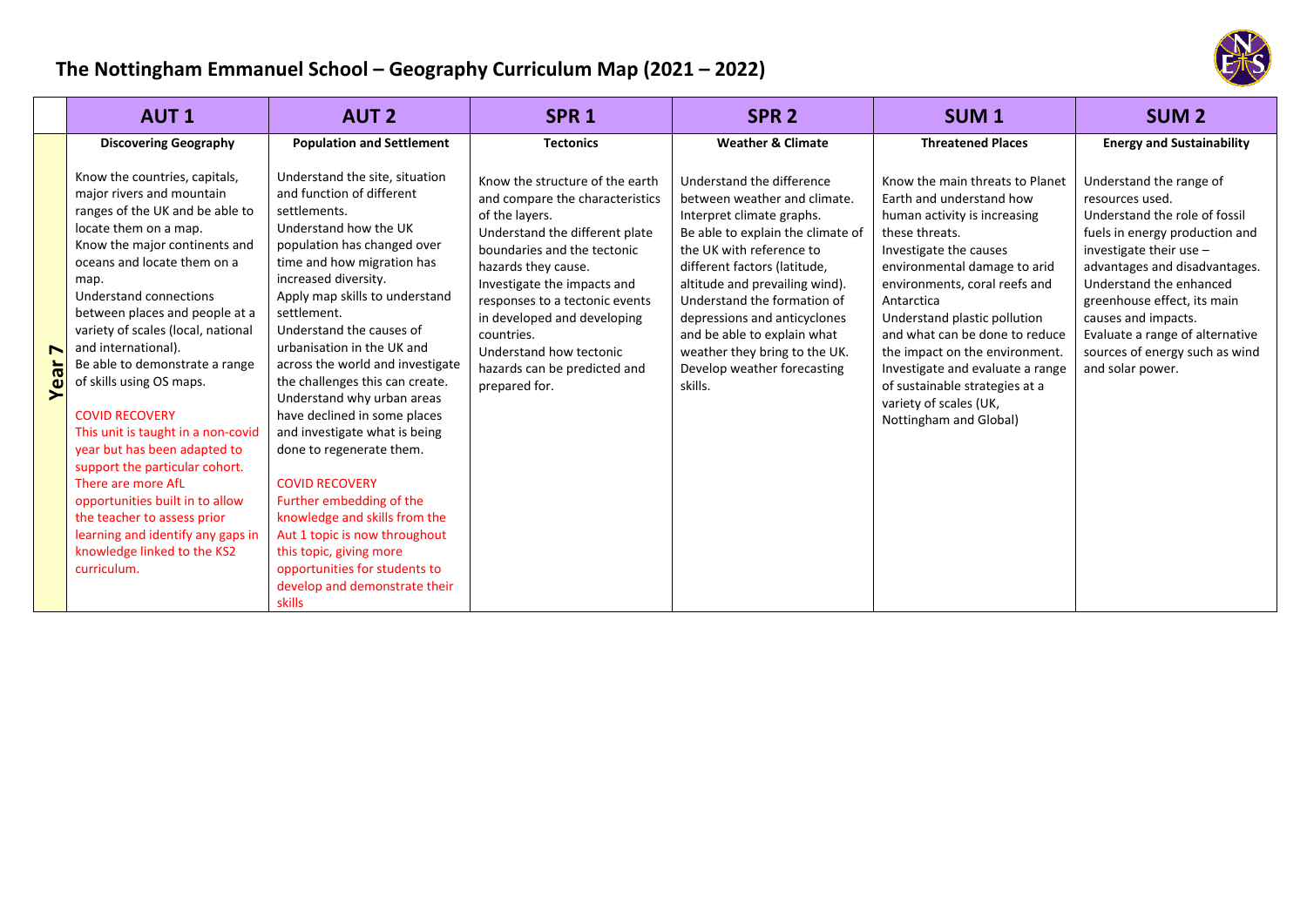# The Nottingham Emmanuel School – Geography Curriculum Map (2021 – 2022)

| | AUT 1 | AUT 2 | SPR 1 | SPR 2 | SUM 1 | SUM 2 |
|---|---|---|---|---|---|---|
| **Year 7** | **Discovering Geography**<br><br>Know the countries, capitals, major rivers and mountain ranges of the UK and be able to locate them on a map.<br>Know the major continents and oceans and locate them on a map.<br>Understand connections between places and people at a variety of scales (local, national and international).<br>Be able to demonstrate a range of skills using OS maps.<br><br>COVID RECOVERY<br>This unit is taught in a non-covid year but has been adapted to support the particular cohort. There are more AfL opportunities built in to allow the teacher to assess prior learning and identify any gaps in knowledge linked to the KS2 curriculum. | **Population and Settlement**<br><br>Understand the site, situation and function of different settlements.<br>Understand how the UK population has changed over time and how migration has increased diversity.<br>Apply map skills to understand settlement.<br>Understand the causes of urbanisation in the UK and across the world and investigate the challenges this can create.<br>Understand why urban areas have declined in some places and investigate what is being done to regenerate them.<br><br>COVID RECOVERY<br>Further embedding of the knowledge and skills from the Aut 1 topic is now throughout this topic, giving more opportunities for students to develop and demonstrate their skills | **Tectonics**<br><br>Know the structure of the earth and compare the characteristics of the layers.<br>Understand the different plate boundaries and the tectonic hazards they cause.<br>Investigate the impacts and responses to a tectonic events in developed and developing countries.<br>Understand how tectonic hazards can be predicted and prepared for. | **Weather & Climate**<br><br>Understand the difference between weather and climate.<br>Interpret climate graphs.<br>Be able to explain the climate of the UK with reference to different factors (latitude, altitude and prevailing wind).<br>Understand the formation of depressions and anticyclones and be able to explain what weather they bring to the UK.<br>Develop weather forecasting skills. | **Threatened Places**<br><br>Know the main threats to Planet Earth and understand how human activity is increasing these threats.<br>Investigate the causes environmental damage to arid environments, coral reefs and Antarctica<br>Understand plastic pollution and what can be done to reduce the impact on the environment.<br>Investigate and evaluate a range of sustainable strategies at a variety of scales (UK, Nottingham and Global) | **Energy and Sustainability**<br><br>Understand the range of resources used.<br>Understand the role of fossil fuels in energy production and investigate their use – advantages and disadvantages.<br>Understand the enhanced greenhouse effect, its main causes and impacts.<br>Evaluate a range of alternative sources of energy such as wind and solar power. |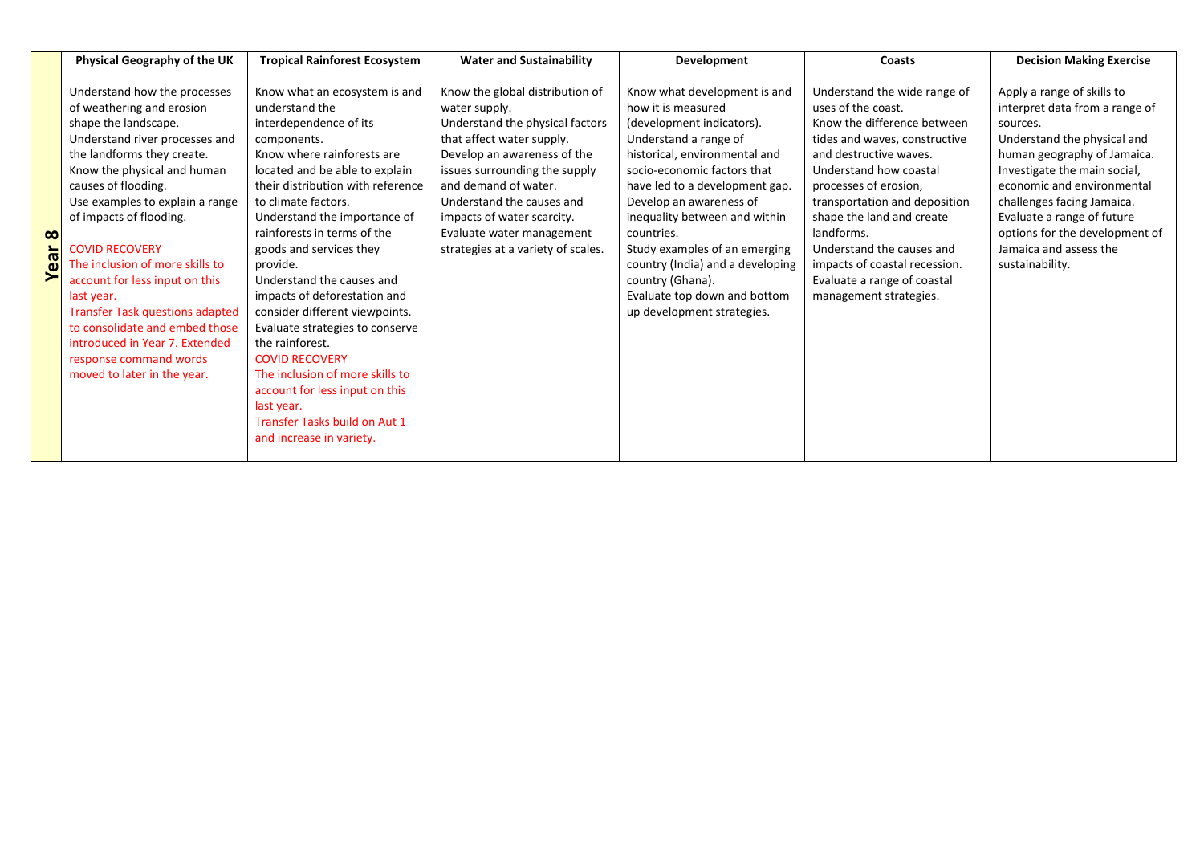| | Physical Geography of the UK | Tropical Rainforest Ecosystem | Water and Sustainability | Development | Coasts | Decision Making Exercise |
|---|---|---|---|---|---|---|
| **Year 8** | Understand how the processes of weathering and erosion shape the landscape.<br>Understand river processes and the landforms they create.<br>Know the physical and human causes of flooding.<br>Use examples to explain a range of impacts of flooding.<br><br>COVID RECOVERY<br>The inclusion of more skills to account for less input on this last year.<br>Transfer Task questions adapted to consolidate and embed those introduced in Year 7. Extended response command words moved to later in the year. | Know what an ecosystem is and understand the interdependence of its components.<br>Know where rainforests are located and be able to explain their distribution with reference to climate factors.<br>Understand the importance of rainforests in terms of the goods and services they provide.<br>Understand the causes and impacts of deforestation and consider different viewpoints.<br>Evaluate strategies to conserve the rainforest.<br>COVID RECOVERY<br>The inclusion of more skills to account for less input on this last year.<br>Transfer Tasks build on Aut 1 and increase in variety. | Know the global distribution of water supply.<br>Understand the physical factors that affect water supply.<br>Develop an awareness of the issues surrounding the supply and demand of water.<br>Understand the causes and impacts of water scarcity.<br>Evaluate water management strategies at a variety of scales. | Know what development is and how it is measured (development indicators).<br>Understand a range of historical, environmental and socio-economic factors that have led to a development gap.<br>Develop an awareness of inequality between and within countries.<br>Study examples of an emerging country (India) and a developing country (Ghana).<br>Evaluate top down and bottom up development strategies. | Understand the wide range of uses of the coast.<br>Know the difference between tides and waves, constructive and destructive waves.<br>Understand how coastal processes of erosion, transportation and deposition shape the land and create landforms.<br>Understand the causes and impacts of coastal recession.<br>Evaluate a range of coastal management strategies. | Apply a range of skills to interpret data from a range of sources.<br>Understand the physical and human geography of Jamaica.<br>Investigate the main social, economic and environmental challenges facing Jamaica.<br>Evaluate a range of future options for the development of Jamaica and assess the sustainability. |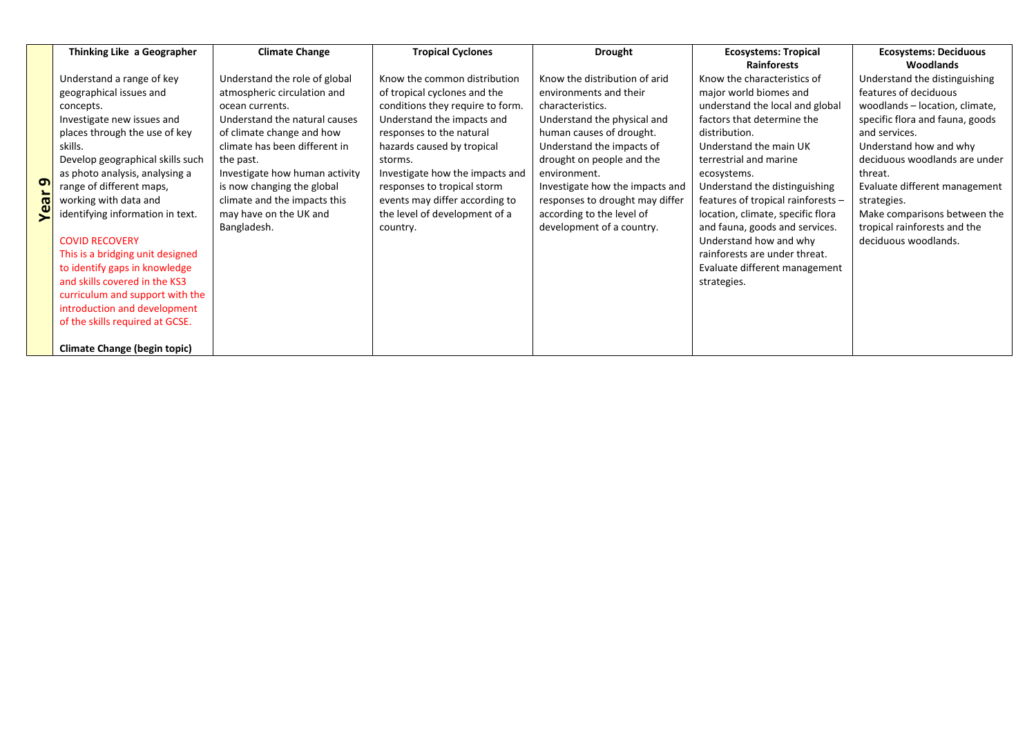| Year 9 | Thinking Like a Geographer | Climate Change | Tropical Cyclones | Drought | Ecosystems: Tropical Rainforests | Ecosystems: Deciduous Woodlands |
|---|---|---|---|---|---|---|
| | Understand a range of key geographical issues and concepts.<br>Investigate new issues and places through the use of key skills.<br>Develop geographical skills such as photo analysis, analysing a range of different maps, working with data and identifying information in text.<br><br>COVID RECOVERY<br>This is a bridging unit designed to identify gaps in knowledge and skills covered in the KS3 curriculum and support with the introduction and development of the skills required at GCSE.<br><br>**Climate Change (begin topic)** | Understand the role of global atmospheric circulation and ocean currents.<br>Understand the natural causes of climate change and how climate has been different in the past.<br>Investigate how human activity is now changing the global climate and the impacts this may have on the UK and Bangladesh. | Know the common distribution of tropical cyclones and the conditions they require to form.<br>Understand the impacts and responses to the natural hazards caused by tropical storms.<br>Investigate how the impacts and responses to tropical storm events may differ according to the level of development of a country. | Know the distribution of arid environments and their characteristics.<br>Understand the physical and human causes of drought.<br>Understand the impacts of drought on people and the environment.<br>Investigate how the impacts and responses to drought may differ according to the level of development of a country. | Know the characteristics of major world biomes and understand the local and global factors that determine the distribution.<br>Understand the main UK terrestrial and marine ecosystems.<br>Understand the distinguishing features of tropical rainforests – location, climate, specific flora and fauna, goods and services.<br>Understand how and why rainforests are under threat.<br>Evaluate different management strategies. | Understand the distinguishing features of deciduous woodlands – location, climate, specific flora and fauna, goods and services.<br>Understand how and why deciduous woodlands are under threat.<br>Evaluate different management strategies.<br>Make comparisons between the tropical rainforests and the deciduous woodlands. |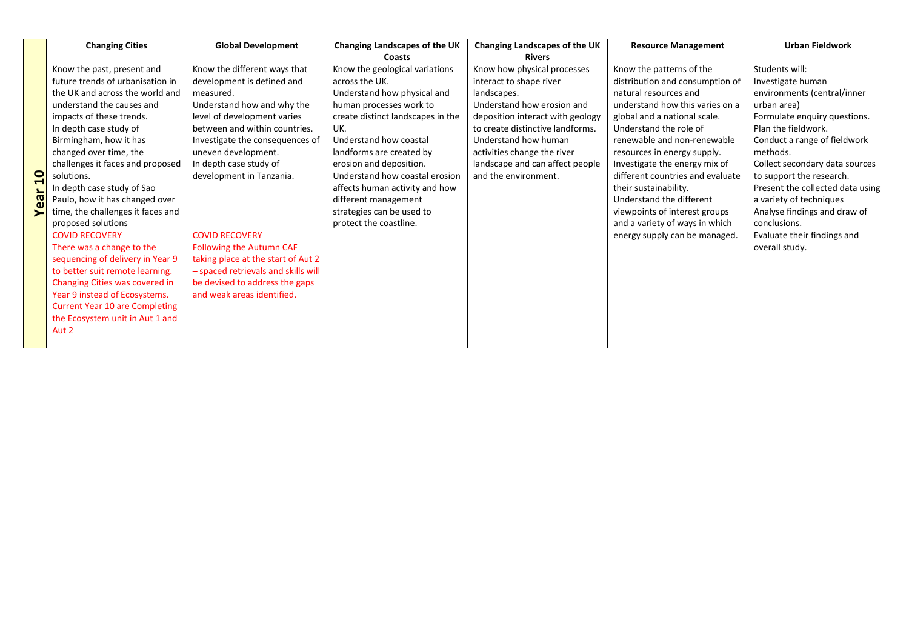| | Changing Cities | Global Development | Changing Landscapes of the UK Coasts | Changing Landscapes of the UK Rivers | Resource Management | Urban Fieldwork |
|---|---|---|---|---|---|---|
| **Year 10** | Know the past, present and future trends of urbanisation in the UK and across the world and understand the causes and impacts of these trends.<br>In depth case study of Birmingham, how it has changed over time, the challenges it faces and proposed solutions.<br>In depth case study of Sao Paulo, how it has changed over time, the challenges it faces and proposed solutions<br>COVID RECOVERY<br>There was a change to the sequencing of delivery in Year 9 to better suit remote learning. Changing Cities was covered in Year 9 instead of Ecosystems. Current Year 10 are Completing the Ecosystem unit in Aut 1 and Aut 2 | Know the different ways that development is defined and measured.<br>Understand how and why the level of development varies between and within countries.<br>Investigate the consequences of uneven development.<br>In depth case study of development in Tanzania.<br>COVID RECOVERY<br>Following the Autumn CAF taking place at the start of Aut 2 – spaced retrievals and skills will be devised to address the gaps and weak areas identified. | Know the geological variations across the UK.<br>Understand how physical and human processes work to create distinct landscapes in the UK.<br>Understand how coastal landforms are created by erosion and deposition.<br>Understand how coastal erosion affects human activity and how different management strategies can be used to protect the coastline. | Know how physical processes interact to shape river landscapes.<br>Understand how erosion and deposition interact with geology to create distinctive landforms.<br>Understand how human activities change the river landscape and can affect people and the environment. | Know the patterns of the distribution and consumption of natural resources and understand how this varies on a global and a national scale.<br>Understand the role of renewable and non-renewable resources in energy supply.<br>Investigate the energy mix of different countries and evaluate their sustainability.<br>Understand the different viewpoints of interest groups and a variety of ways in which energy supply can be managed. | Students will:<br>Investigate human environments (central/inner urban area)<br>Formulate enquiry questions.<br>Plan the fieldwork.<br>Conduct a range of fieldwork methods.<br>Collect secondary data sources to support the research.<br>Present the collected data using a variety of techniques<br>Analyse findings and draw of conclusions.<br>Evaluate their findings and overall study. |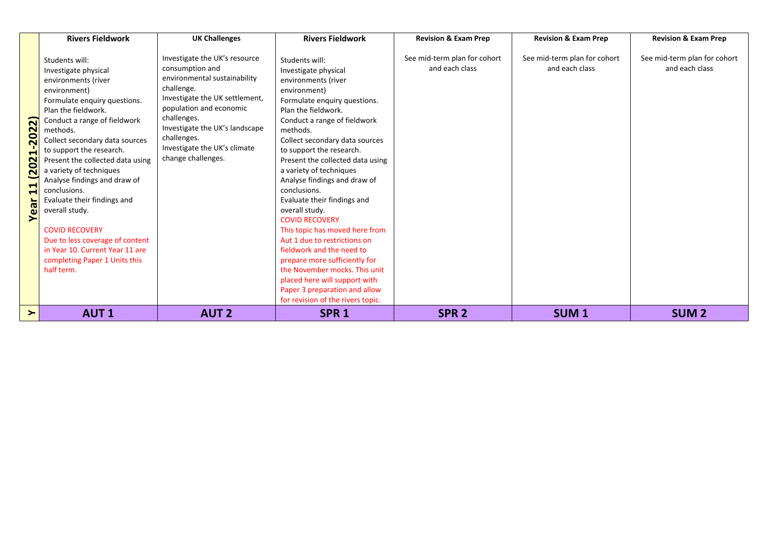| Year 11 (2021-2022) | Rivers Fieldwork | UK Challenges | Rivers Fieldwork | Revision & Exam Prep | Revision & Exam Prep | Revision & Exam Prep |
|---|---|---|---|---|---|---|
| | Students will:<br>Investigate physical environments (river environment)<br>Formulate enquiry questions.<br>Plan the fieldwork.<br>Conduct a range of fieldwork methods.<br>Collect secondary data sources to support the research.<br>Present the collected data using a variety of techniques<br>Analyse findings and draw of conclusions.<br>Evaluate their findings and overall study.<br><br>COVID RECOVERY<br>Due to less coverage of content in Year 10. Current Year 11 are completing Paper 1 Units this half term. | Investigate the UK's resource consumption and environmental sustainability challenge.<br>Investigate the UK settlement, population and economic challenges.<br>Investigate the UK's landscape challenges.<br>Investigate the UK's climate change challenges. | Students will:<br>Investigate physical environments (river environment)<br>Formulate enquiry questions.<br>Plan the fieldwork.<br>Conduct a range of fieldwork methods.<br>Collect secondary data sources to support the research.<br>Present the collected data using a variety of techniques<br>Analyse findings and draw of conclusions.<br>Evaluate their findings and overall study.<br>COVID RECOVERY<br>This topic has moved here from Aut 1 due to restrictions on fieldwork and the need to prepare more sufficiently for the November mocks. This unit placed here will support with Paper 3 preparation and allow for revision of the rivers topic. | See mid-term plan for cohort and each class | See mid-term plan for cohort and each class | See mid-term plan for cohort and each class |
| Y | AUT 1 | AUT 2 | SPR 1 | SPR 2 | SUM 1 | SUM 2 |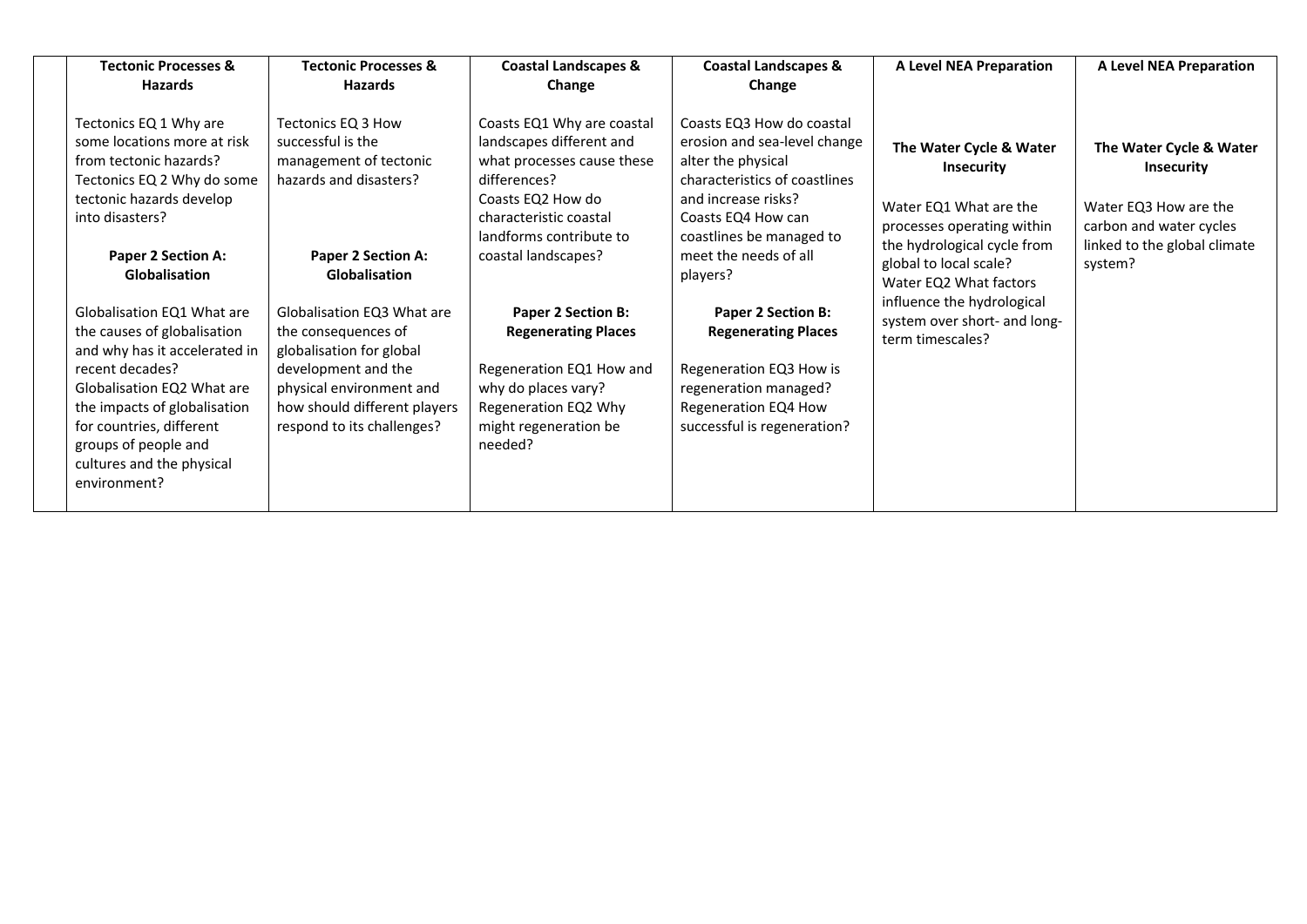| | Tectonic Processes & Hazards | Tectonic Processes & Hazards | Coastal Landscapes & Change | Coastal Landscapes & Change | A Level NEA Preparation | A Level NEA Preparation |
|---|---|---|---|---|---|---|
| | Tectonics EQ 1 Why are some locations more at risk from tectonic hazards?<br>Tectonics EQ 2 Why do some tectonic hazards develop into disasters?<br><br>**Paper 2 Section A: Globalisation**<br><br>Globalisation EQ1 What are the causes of globalisation and why has it accelerated in recent decades?<br>Globalisation EQ2 What are the impacts of globalisation for countries, different groups of people and cultures and the physical environment? | Tectonics EQ 3 How successful is the management of tectonic hazards and disasters?<br><br>**Paper 2 Section A: Globalisation**<br><br>Globalisation EQ3 What are the consequences of globalisation for global development and the physical environment and how should different players respond to its challenges? | Coasts EQ1 Why are coastal landscapes different and what processes cause these differences?<br>Coasts EQ2 How do characteristic coastal landforms contribute to coastal landscapes?<br><br>**Paper 2 Section B: Regenerating Places**<br><br>Regeneration EQ1 How and why do places vary?<br>Regeneration EQ2 Why might regeneration be needed? | Coasts EQ3 How do coastal erosion and sea-level change alter the physical characteristics of coastlines and increase risks?<br>Coasts EQ4 How can coastlines be managed to meet the needs of all players?<br><br>**Paper 2 Section B: Regenerating Places**<br><br>Regeneration EQ3 How is regeneration managed?<br>Regeneration EQ4 How successful is regeneration? | **The Water Cycle & Water Insecurity**<br><br>Water EQ1 What are the processes operating within the hydrological cycle from global to local scale?<br>Water EQ2 What factors influence the hydrological system over short- and long-term timescales? | **The Water Cycle & Water Insecurity**<br><br>Water EQ3 How are the carbon and water cycles linked to the global climate system? |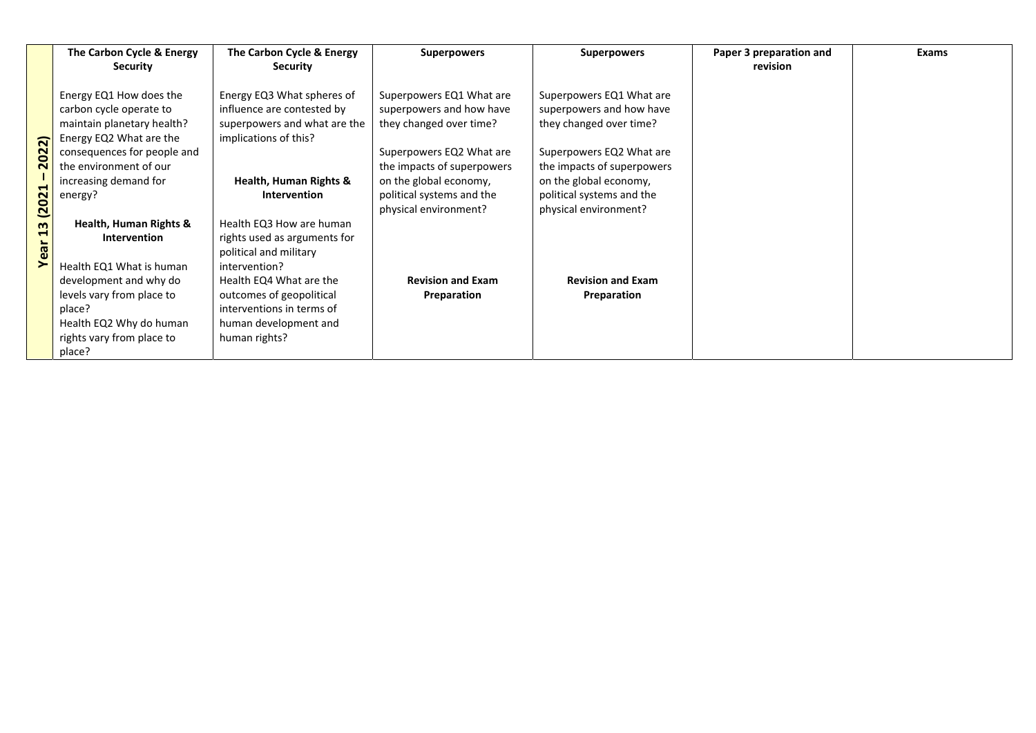| | | | | | | |
|---|---|---|---|---|---|---|
| **Year 13 (2021 – 2022)** | **The Carbon Cycle & Energy Security**<br><br>Energy EQ1 How does the carbon cycle operate to maintain planetary health?<br>Energy EQ2 What are the consequences for people and the environment of our increasing demand for energy?<br><br>**Health, Human Rights & Intervention**<br><br>Health EQ1 What is human development and why do levels vary from place to place?<br>Health EQ2 Why do human rights vary from place to place? | **The Carbon Cycle & Energy Security**<br><br>Energy EQ3 What spheres of influence are contested by superpowers and what are the implications of this?<br><br>**Health, Human Rights & Intervention**<br><br>Health EQ3 How are human rights used as arguments for political and military intervention?<br>Health EQ4 What are the outcomes of geopolitical interventions in terms of human development and human rights? | **Superpowers**<br><br>Superpowers EQ1 What are superpowers and how have they changed over time?<br><br>Superpowers EQ2 What are the impacts of superpowers on the global economy, political systems and the physical environment?<br><br>**Revision and Exam Preparation** | **Superpowers**<br><br>Superpowers EQ1 What are superpowers and how have they changed over time?<br><br>Superpowers EQ2 What are the impacts of superpowers on the global economy, political systems and the physical environment?<br><br>**Revision and Exam Preparation** | **Paper 3 preparation and revision** | **Exams** |